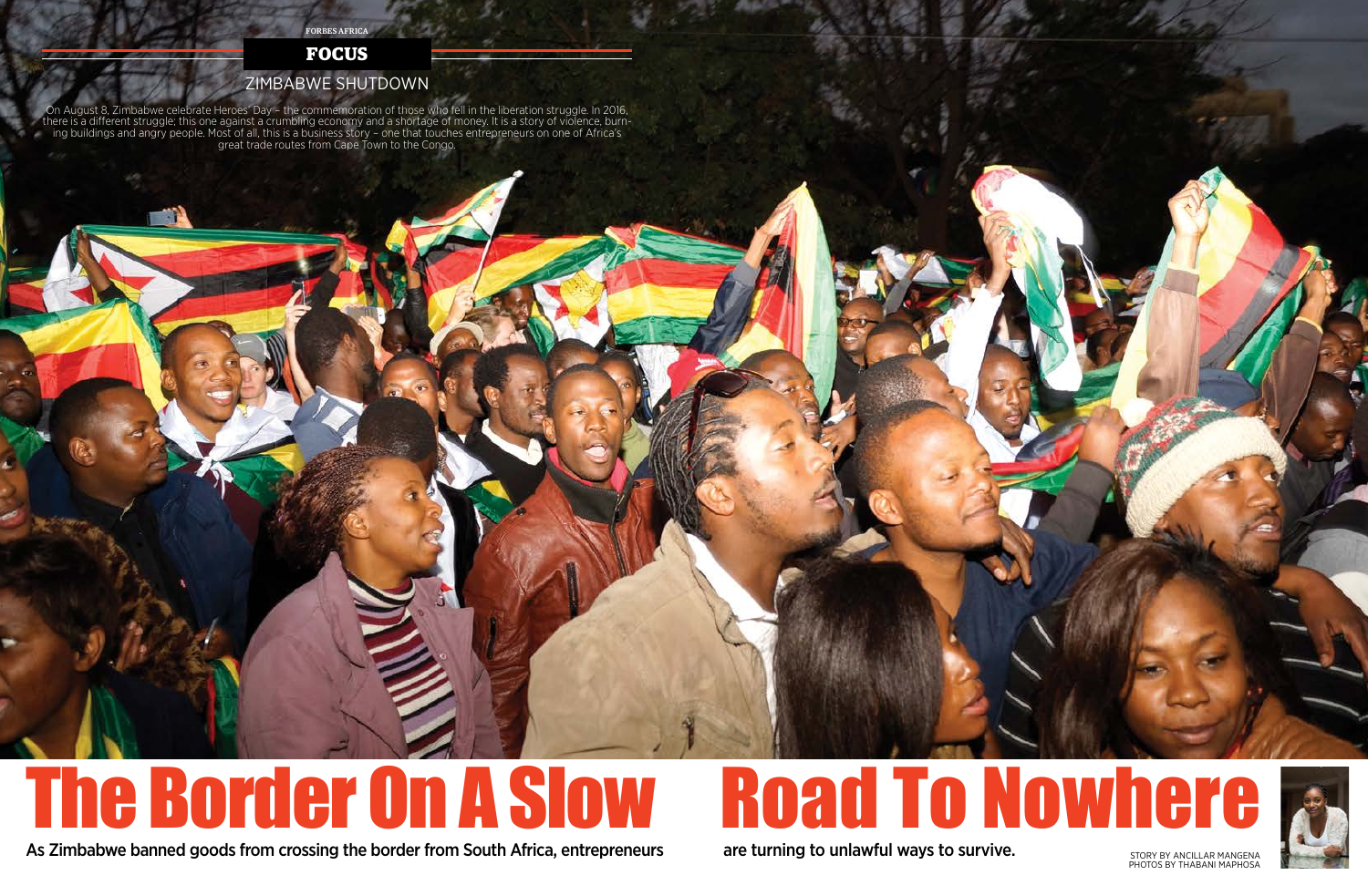FOCUS

ZIMBABWE SHUTDOWN

On August 8, Zimbabwe celebrate Heroes' Day – the commemoration of those who fell in the liberation struggle. In 2016, there is a different struggle; this one against a crumbling economy and a shortage of money. It is a story of violence, burning buildings and angry people. Most of all, this is a business story – one that touches entrepreneurs on one of Africa's great trade routes from Cape Town to the Congo.

# The Border On A Slow Road To Nowhere

**As Zimbabwe banned goods from crossing the border from South Africa, entrepreneurs are turning to unlawful ways to survive.**

STORY BY ANCILLAR MANGENA
PHOTOS BY THABANI MAPHOSA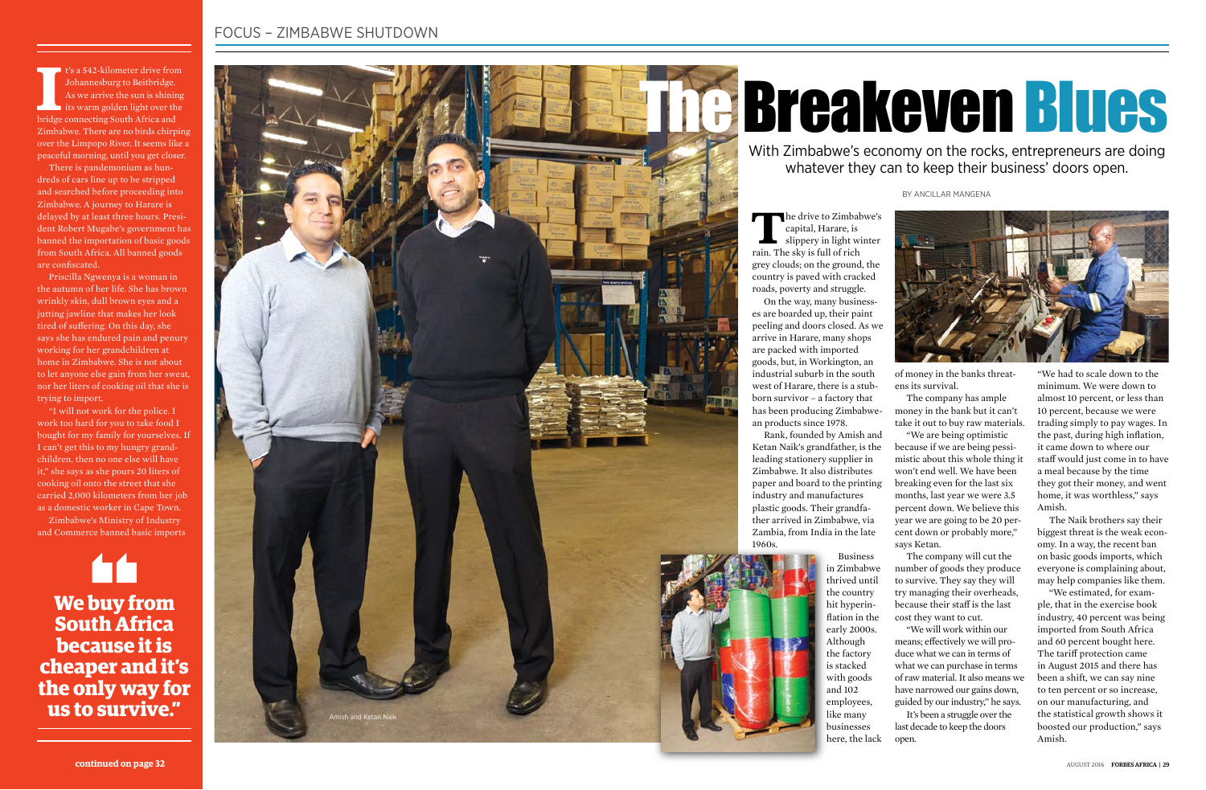I t's a 542-kilometer drive from Johannesburg to Beitbridge. As we arrive the sun is shining its warm golden light over the bridge connecting South Africa and Zimbabwe. There are no birds chirping over the Limpopo River. It seems like a peaceful morning, until you get closer.

There is pandemonium as hundreds of cars line up to be stripped and searched before proceeding into Zimbabwe. A journey to Harare is delayed by at least three hours. President Robert Mugabe's government has banned the importation of basic goods from South Africa. All banned goods are confiscated.

Priscilla Ngwenya is a woman in the autumn of her life. She has brown wrinkly skin, dull brown eyes and a jutting jawline that makes her look tired of suffering. On this day, she says she has endured pain and penury working for her grandchildren at home in Zimbabwe. She is not about to let anyone else gain from her sweat, nor her liters of cooking oil that she is trying to import.

"I will not work for the police. I work too hard for you to take food I bought for my family for yourselves. If I can't get this to my hungry grandchildren, then no one else will have it," she says as she pours 20 liters of cooking oil onto the street that she carried 2,000 kilometers from her job as a domestic worker in Cape Town.

Zimbabwe's Ministry of Industry and Commerce banned basic imports

**"We buy from South Africa because it is cheaper and it's the only way for us to survive."**

**continued on page 32**

# The Breakeven Blues

With Zimbabwe's economy on the rocks, entrepreneurs are doing whatever they can to keep their business' doors open.

BY ANCILLAR MANGENA

Amish and Ketan Naik

The drive to Zimbabwe's capital, Harare, is slippery in light winter rain. The sky is full of rich grey clouds; on the ground, the country is paved with cracked roads, poverty and struggle.

On the way, many businesses are boarded up, their paint peeling and doors closed. As we arrive in Harare, many shops are packed with imported goods, but, in Workington, an industrial suburb in the south west of Harare, there is a stubborn survivor – a factory that has been producing Zimbabwean products since 1978.

Rank, founded by Amish and Ketan Naik's grandfather, is the leading stationery supplier in Zimbabwe. It also distributes paper and board to the printing industry and manufactures plastic goods. Their grandfather arrived in Zimbabwe, via Zambia, from India in the late 1960s.

Business in Zimbabwe thrived until the country hit hyperinflation in the early 2000s. Although the factory is stacked with goods and 102 employees, like many businesses here, the lack of money in the banks threatens its survival.

The company has ample money in the bank but it can't take it out to buy raw materials.

"We are being optimistic because if we are being pessimistic about this whole thing it won't end well. We have been breaking even for the last six months, last year we were 3.5 percent down. We believe this year we are going to be 20 percent down or probably more," says Ketan.

The company will cut the number of goods they produce to survive. They say they will try managing their overheads, because their staff is the last cost they want to cut.

"We will work within our means; effectively we will produce what we can in terms of what we can purchase in terms of raw material. It also means we have narrowed our gains down, guided by our industry," he says.

It's been a struggle over the last decade to keep the doors open.

"We had to scale down to the minimum. We were down to almost 10 percent, or less than 10 percent, because we were trading simply to pay wages. In the past, during high inflation, it came down to where our staff would just come in to have a meal because by the time they got their money, and went home, it was worthless," says Amish.

The Naik brothers say their biggest threat is the weak economy. In a way, the recent ban on basic goods imports, which everyone is complaining about, may help companies like them.

"We estimated, for example, that in the exercise book industry, 40 percent was being imported from South Africa and 60 percent bought here. The tariff protection came in August 2015 and there has been a shift, we can say nine to ten percent or so increase, on our manufacturing, and the statistical growth shows it boosted our production," says Amish.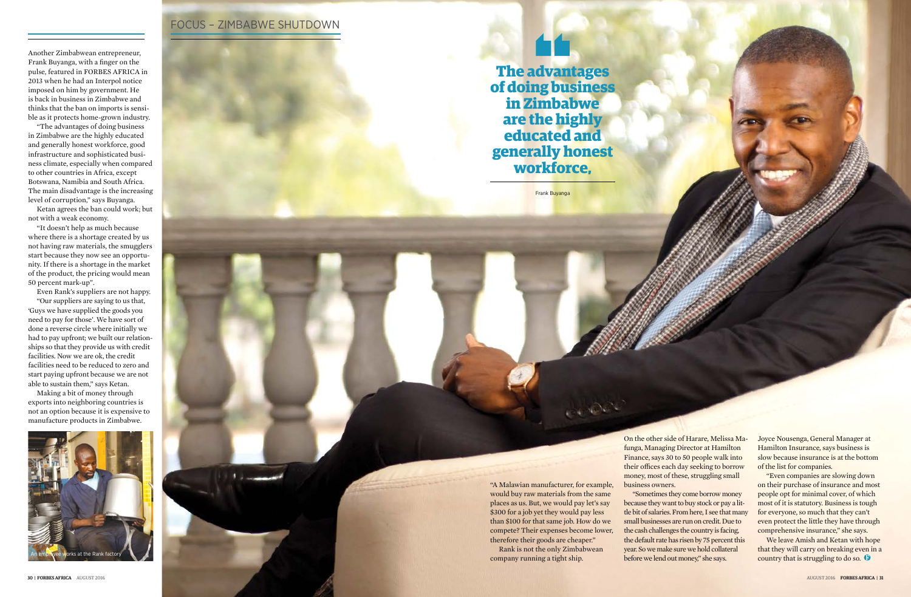Another Zimbabwean entrepreneur, Frank Buyanga, with a finger on the pulse, featured in FORBES AFRICA in 2013 when he had an Interpol notice imposed on him by government. He is back in business in Zimbabwe and thinks that the ban on imports is sensible as it protects home-grown industry.

"The advantages of doing business in Zimbabwe are the highly educated and generally honest workforce, good infrastructure and sophisticated business climate, especially when compared to other countries in Africa, except Botswana, Namibia and South Africa. The main disadvantage is the increasing level of corruption," says Buyanga.

Ketan agrees the ban could work; but not with a weak economy.

"It doesn't help as much because where there is a shortage created by us not having raw materials, the smugglers start because they now see an opportunity. If there is a shortage in the market of the product, the pricing would mean 50 percent mark-up".

Even Rank's suppliers are not happy.

"Our suppliers are saying to us that, 'Guys we have supplied the goods you need to pay for those'. We have sort of done a reverse circle where initially we had to pay upfront; we built our relationships so that they provide us with credit facilities. Now we are ok, the credit facilities need to be reduced to zero and start paying upfront because we are not able to sustain them," says Ketan.

Making a bit of money through exports into neighboring countries is not an option because it is expensive to manufacture products in Zimbabwe.

An employee works at the Rank factory

> **The advantages of doing business in Zimbabwe are the highly educated and generally honest workforce,**
>
> Frank Buyanga

"A Malawian manufacturer, for example, would buy raw materials from the same places as us. But, we would pay let's say $300 for a job yet they would pay less than $100 for that same job. How do we compete? Their expenses become lower, therefore their goods are cheaper."

Rank is not the only Zimbabwean company running a tight ship.

On the other side of Harare, Melissa Mafunga, Managing Director at Hamilton Finance, says 30 to 50 people walk into their offices each day seeking to borrow money, most of these, struggling small business owners.

"Sometimes they come borrow money because they want to buy stock or pay a little bit of salaries. From here, I see that many small businesses are run on credit. Due to the cash challenges the country is facing, the default rate has risen by 75 percent this year. So we make sure we hold collateral before we lend out money," she says.

Joyce Nousenga, General Manager at Hamilton Insurance, says business is slow because insurance is at the bottom of the list for companies.

"Even companies are slowing down on their purchase of insurance and most people opt for minimal cover, of which most of it is statutory. Business is tough for everyone, so much that they can't even protect the little they have through comprehensive insurance," she says.

We leave Amish and Ketan with hope that they will carry on breaking even in a country that is struggling to do so.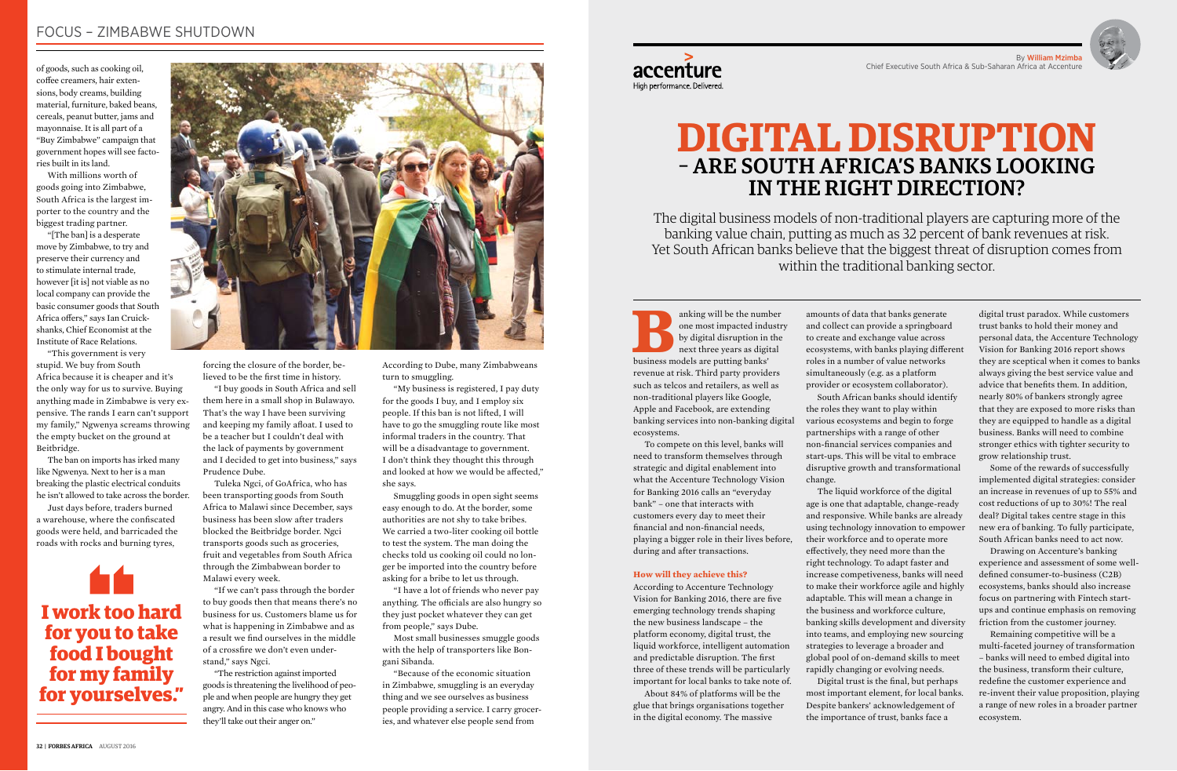of goods, such as cooking oil, coffee creamers, hair extensions, body creams, building material, furniture, baked beans, cereals, peanut butter, jams and mayonnaise. It is all part of a "Buy Zimbabwe" campaign that government hopes will see factories built in its land.

With millions worth of goods going into Zimbabwe, South Africa is the largest importer to the country and the biggest trading partner.

"[The ban] is a desperate move by Zimbabwe, to try and preserve their currency and to stimulate internal trade, however [it is] not viable as no local company can provide the basic consumer goods that South Africa offers," says Ian Cruickshanks, Chief Economist at the Institute of Race Relations.

"This government is very stupid. We buy from South Africa because it is cheaper and it's the only way for us to survive. Buying anything made in Zimbabwe is very expensive. The rands I earn can't support my family," Ngwenya screams throwing the empty bucket on the ground at Beitbridge.

The ban on imports has irked many like Ngwenya. Next to her is a man breaking the plastic electrical conduits he isn't allowed to take across the border.

Just days before, traders burned a warehouse, where the confiscated goods were held, and barricaded the roads with rocks and burning tyres, forcing the closure of the border, believed to be the first time in history.

"I buy goods in South Africa and sell them here in a small shop in Bulawayo. That's the way I have been surviving and keeping my family afloat. I used to be a teacher but I couldn't deal with the lack of payments by government and I decided to get into business," says Prudence Dube.

Tuleka Ngci, of GoAfrica, who has been transporting goods from South Africa to Malawi since December, says business has been slow after traders blocked the Beitbridge border. Ngci transports goods such as groceries, fruit and vegetables from South Africa through the Zimbabwean border to Malawi every week.

"If we can't pass through the border to buy goods then that means there's no business for us. Customers blame us for what is happening in Zimbabwe and as a result we find ourselves in the middle of a crossfire we don't even understand," says Ngci.

"The restriction against imported goods is threatening the livelihood of people and when people are hungry they get angry. And in this case who knows who they'll take out their anger on."

According to Dube, many Zimbabweans turn to smuggling.

"My business is registered, I pay duty for the goods I buy, and I employ six people. If this ban is not lifted, I will have to go the smuggling route like most informal traders in the country. That will be a disadvantage to government. I don't think they thought this through and looked at how we would be affected," she says.

Smuggling goods in open sight seems easy enough to do. At the border, some authorities are not shy to take bribes. We carried a two-liter cooking oil bottle to test the system. The man doing the checks told us cooking oil could no longer be imported into the country before asking for a bribe to let us through.

"I have a lot of friends who never pay anything. The officials are also hungry so they just pocket whatever they can get from people," says Dube.

Most small businesses smuggle goods with the help of transporters like Bongani Sibanda.

"Because of the economic situation in Zimbabwe, smuggling is an everyday thing and we see ourselves as business people providing a service. I carry groceries, and whatever else people send from

> **"I work too hard for you to take food I bought for my family for yourselves."**

---

accenture
High performance. Delivered.

By **William Mzimba**
Chief Executive South Africa & Sub-Saharan Africa at Accenture

# DIGITAL DISRUPTION – ARE SOUTH AFRICA'S BANKS LOOKING IN THE RIGHT DIRECTION?

The digital business models of non-traditional players are capturing more of the banking value chain, putting as much as 32 percent of bank revenues at risk. Yet South African banks believe that the biggest threat of disruption comes from within the traditional banking sector.

Banking will be the number one most impacted industry by digital disruption in the next three years as digital business models are putting banks' revenue at risk. Third party providers such as telcos and retailers, as well as non-traditional players like Google, Apple and Facebook, are extending banking services into non-banking digital ecosystems.

To compete on this level, banks will need to transform themselves through strategic and digital enablement into what the Accenture Technology Vision for Banking 2016 calls an "everyday bank" – one that interacts with customers every day to meet their financial and non-financial needs, playing a bigger role in their lives before, during and after transactions.

### How will they achieve this?

According to Accenture Technology Vision for Banking 2016, there are five emerging technology trends shaping the new business landscape – the platform economy, digital trust, the liquid workforce, intelligent automation and predictable disruption. The first three of these trends will be particularly important for local banks to take note of.

About 84% of platforms will be the glue that brings organisations together in the digital economy. The massive amounts of data that banks generate and collect can provide a springboard to create and exchange value across ecosystems, with banks playing different roles in a number of value networks simultaneously (e.g. as a platform provider or ecosystem collaborator).

South African banks should identify the roles they want to play within various ecosystems and begin to forge partnerships with a range of other non-financial services companies and start-ups. This will be vital to embrace disruptive growth and transformational change.

The liquid workforce of the digital age is one that adaptable, change-ready and responsive. While banks are already using technology innovation to empower their workforce and to operate more effectively, they need more than the right technology. To adapt faster and increase competeness, banks will need to make their workforce agile and highly adaptable. This will mean a change in the business and workforce culture, banking skills development and diversity into teams, and employing new sourcing strategies to leverage a broader and global pool of on-demand skills to meet rapidly changing or evolving needs.

Digital trust is the final, but perhaps most important element, for local banks. Despite bankers' acknowledgement of the importance of trust, banks face a digital trust paradox. While customers trust banks to hold their money and personal data, the Accenture Technology Vision for Banking 2016 report shows they are sceptical when it comes to banks always giving the best service value and advice that benefits them. In addition, nearly 80% of bankers strongly agree that they are exposed to more risks than they are equipped to handle as a digital business. Banks will need to combine stronger ethics with tighter security to grow relationship trust.

Some of the rewards of successfully implemented digital strategies: consider an increase in revenues of up to 55% and cost reductions of up to 30%! The real deal? Digital takes centre stage in this new era of banking. To fully participate, South African banks need to act now.

Drawing on Accenture's banking experience and assessment of some well-defined consumer-to-business (C2B) ecosystems, banks should also increase focus on partnering with Fintech start-ups and continue emphasis on removing friction from the customer journey.

Remaining competitive will be a multi-faceted journey of transformation – banks will need to embed digital into the business, transform their culture, redefine the customer experience and re-invent their value proposition, playing a range of new roles in a broader partner ecosystem.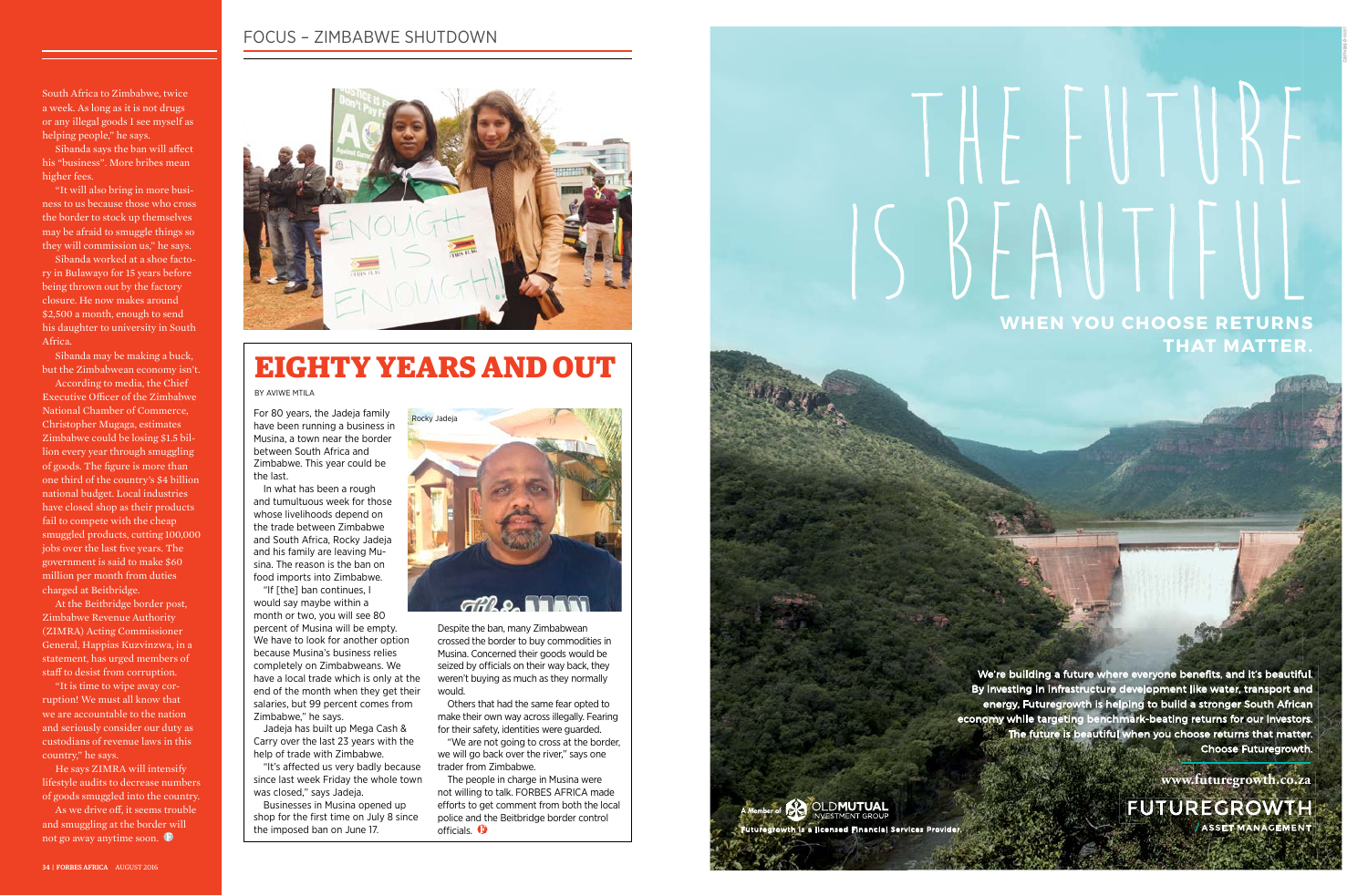South Africa to Zimbabwe, twice a week. As long as it is not drugs or any illegal goods I see myself as helping people," he says.

Sibanda says the ban will affect his "business". More bribes mean higher fees.

"It will also bring in more business to us because those who cross the border to stock up themselves may be afraid to smuggle things so they will commission us," he says.

Sibanda worked at a shoe factory in Bulawayo for 15 years before being thrown out by the factory closure. He now makes around $2,500 a month, enough to send his daughter to university in South Africa.

Sibanda may be making a buck, but the Zimbabwean economy isn't.

According to media, the Chief Executive Officer of the Zimbabwe National Chamber of Commerce, Christopher Mugaga, estimates Zimbabwe could be losing $1.5 billion every year through smuggling of goods. The figure is more than one third of the country's $4 billion national budget. Local industries have closed shop as their products fail to compete with the cheap smuggled products, cutting 100,000 jobs over the last five years. The government is said to make $60 million per month from duties charged at Beitbridge.

At the Beitbridge border post, Zimbabwe Revenue Authority (ZIMRA) Acting Commissioner General, Happias Kuzvinzwa, in a statement, has urged members of staff to desist from corruption.

"It is time to wipe away corruption! We must all know that we are accountable to the nation and seriously consider our duty as custodians of revenue laws in this country," he says.

He says ZIMRA will intensify lifestyle audits to decrease numbers of goods smuggled into the country.

As we drive off, it seems trouble and smuggling at the border will not go away anytime soon.

## EIGHTY YEARS AND OUT

BY AVIWE MTILA

For 80 years, the Jadeja family have been running a business in Musina, a town near the border between South Africa and Zimbabwe. This year could be the last.

In what has been a rough and tumultuous week for those whose livelihoods depend on the trade between Zimbabwe and South Africa, Rocky Jadeja and his family are leaving Musina. The reason is the ban on food imports into Zimbabwe.

"If [the] ban continues, I would say maybe within a month or two, you will see 80 percent of Musina will be empty. We have to look for another option because Musina's business relies completely on Zimbabweans. We have a local trade which is only at the end of the month when they get their salaries, but 99 percent comes from Zimbabwe," he says.

Jadeja has built up Mega Cash & Carry over the last 23 years with the help of trade with Zimbabwe.

"It's affected us very badly because since last week Friday the whole town was closed," says Jadeja.

Businesses in Musina opened up shop for the first time on July 8 since the imposed ban on June 17.

Rocky Jadeja

Despite the ban, many Zimbabwean crossed the border to buy commodities in Musina. Concerned their goods would be seized by officials on their way back, they weren't buying as much as they normally would.

Others that had the same fear opted to make their own way across illegally. Fearing for their safety, identities were guarded.

"We are not going to cross at the border, we will go back over the river," says one trader from Zimbabwe.

The people in charge in Musina were not willing to talk. FORBES AFRICA made efforts to get comment from both the local police and the Beitbridge border control officials.

# THE FUTURE IS BEAUTIFUL

**WHEN YOU CHOOSE RETURNS THAT MATTER.**

**We're building a future where everyone benefits, and it's beautiful. By investing in infrastructure development like water, transport and energy, Futuregrowth is helping to build a stronger South African economy while targeting benchmark-beating returns for our investors. The future is beautiful when you choose returns that matter. Choose Futuregrowth.**

www.futuregrowth.co.za

A Member of OLDMUTUAL INVESTMENT GROUP

Futuregrowth is a licensed Financial Services Provider.

FUTUREGROWTH ASSET MANAGEMENT